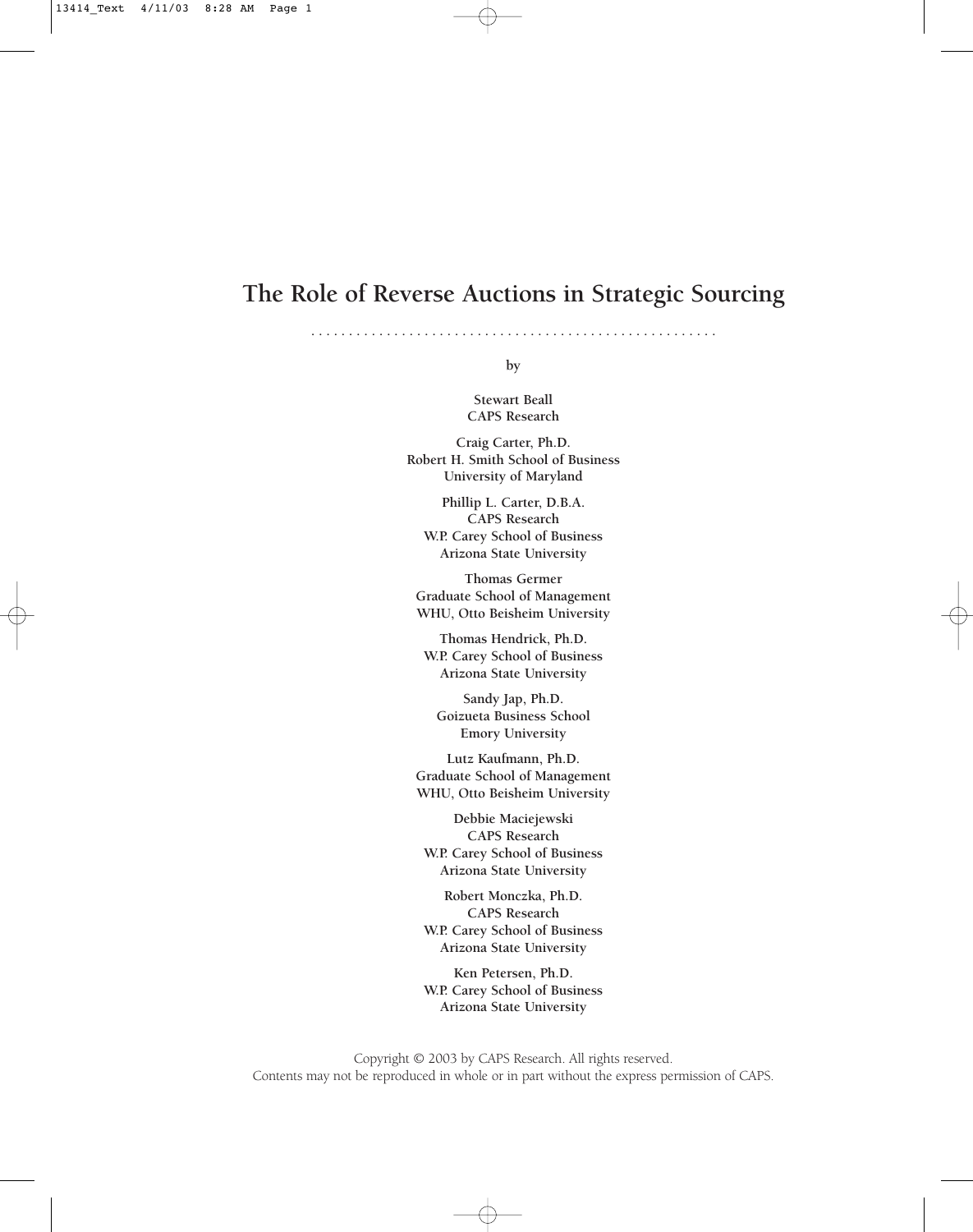# The Role of Reverse Auctions in Strategic Sourcing

. . . . . . . . . . . . . . . . . . . . . . . . . . . . . . . . . . . . . . . . . . . . . . . . . . . .

by

**Stewart Beall**
**CAPS Research**

**Craig Carter, Ph.D.**
**Robert H. Smith School of Business**
**University of Maryland**

**Phillip L. Carter, D.B.A.**
**CAPS Research**
**W.P. Carey School of Business**
**Arizona State University**

**Thomas Germer**
**Graduate School of Management**
**WHU, Otto Beisheim University**

**Thomas Hendrick, Ph.D.**
**W.P. Carey School of Business**
**Arizona State University**

**Sandy Jap, Ph.D.**
**Goizueta Business School**
**Emory University**

**Lutz Kaufmann, Ph.D.**
**Graduate School of Management**
**WHU, Otto Beisheim University**

**Debbie Maciejewski**
**CAPS Research**
**W.P. Carey School of Business**
**Arizona State University**

**Robert Monczka, Ph.D.**
**CAPS Research**
**W.P. Carey School of Business**
**Arizona State University**

**Ken Petersen, Ph.D.**
**W.P. Carey School of Business**
**Arizona State University**

Copyright © 2003 by CAPS Research. All rights reserved.
Contents may not be reproduced in whole or in part without the express permission of CAPS.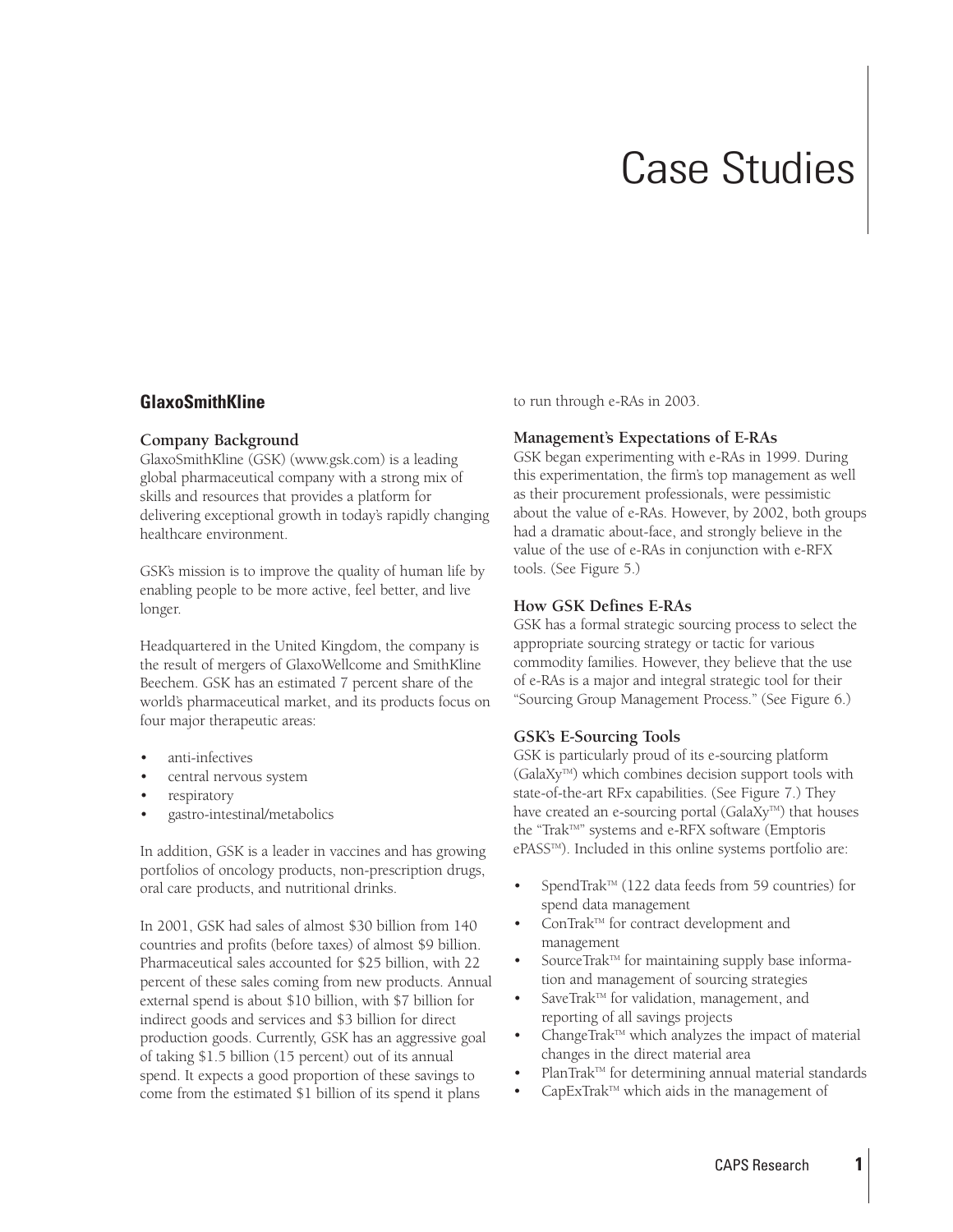# Case Studies

## GlaxoSmithKline

### Company Background

GlaxoSmithKline (GSK) (www.gsk.com) is a leading global pharmaceutical company with a strong mix of skills and resources that provides a platform for delivering exceptional growth in today's rapidly changing healthcare environment.

GSK's mission is to improve the quality of human life by enabling people to be more active, feel better, and live longer.

Headquartered in the United Kingdom, the company is the result of mergers of GlaxoWellcome and SmithKline Beechem. GSK has an estimated 7 percent share of the world's pharmaceutical market, and its products focus on four major therapeutic areas:

- anti-infectives
- central nervous system
- respiratory
- gastro-intestinal/metabolics

In addition, GSK is a leader in vaccines and has growing portfolios of oncology products, non-prescription drugs, oral care products, and nutritional drinks.

In 2001, GSK had sales of almost $30 billion from 140 countries and profits (before taxes) of almost $9 billion. Pharmaceutical sales accounted for $25 billion, with 22 percent of these sales coming from new products. Annual external spend is about $10 billion, with $7 billion for indirect goods and services and $3 billion for direct production goods. Currently, GSK has an aggressive goal of taking $1.5 billion (15 percent) out of its annual spend. It expects a good proportion of these savings to come from the estimated $1 billion of its spend it plans to run through e-RAs in 2003.

### Management's Expectations of E-RAs

GSK began experimenting with e-RAs in 1999. During this experimentation, the firm's top management as well as their procurement professionals, were pessimistic about the value of e-RAs. However, by 2002, both groups had a dramatic about-face, and strongly believe in the value of the use of e-RAs in conjunction with e-RFX tools. (See Figure 5.)

### How GSK Defines E-RAs

GSK has a formal strategic sourcing process to select the appropriate sourcing strategy or tactic for various commodity families. However, they believe that the use of e-RAs is a major and integral strategic tool for their "Sourcing Group Management Process." (See Figure 6.)

### GSK's E-Sourcing Tools

GSK is particularly proud of its e-sourcing platform (GalaXy™) which combines decision support tools with state-of-the-art RFx capabilities. (See Figure 7.) They have created an e-sourcing portal (GalaXy™) that houses the "Trak™" systems and e-RFX software (Emptoris ePASS™). Included in this online systems portfolio are:

- SpendTrak™ (122 data feeds from 59 countries) for spend data management
- ConTrak™ for contract development and management
- SourceTrak™ for maintaining supply base information and management of sourcing strategies
- SaveTrak™ for validation, management, and reporting of all savings projects
- ChangeTrak™ which analyzes the impact of material changes in the direct material area
- PlanTrak™ for determining annual material standards
- CapExTrak™ which aids in the management of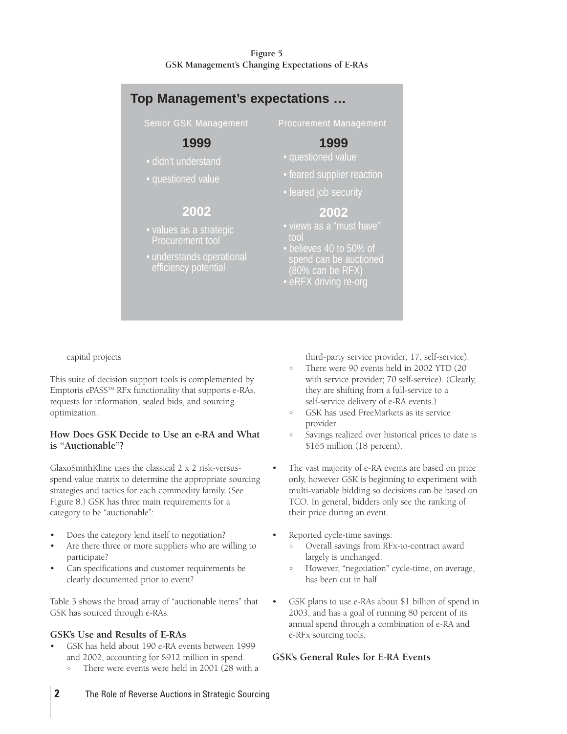**Figure 5**
**GSK Management's Changing Expectations of E-RAs**

## Top Management's expectations …

| Senior GSK Management | Procurement Management |
|---|---|
| **1999** | **1999** |
| • didn't understand<br>• questioned value | • questioned value<br>• feared supplier reaction<br>• feared job security |
| **2002** | **2002** |
| • values as a strategic Procurement tool<br>• understands operational efficiency potential | • views as a "must have" tool<br>• believes 40 to 50% of spend can be auctioned (80% can be RFX)<br>• eRFX driving re-org |

capital projects

This suite of decision support tools is complemented by Emptoris ePASS™ RFx functionality that supports e-RAs, requests for information, sealed bids, and sourcing optimization.

### How Does GSK Decide to Use an e-RA and What is "Auctionable"?

GlaxoSmithKline uses the classical 2 x 2 risk-versus-spend value matrix to determine the appropriate sourcing strategies and tactics for each commodity family. (See Figure 8.) GSK has three main requirements for a category to be "auctionable":

- Does the category lend itself to negotiation?
- Are there three or more suppliers who are willing to participate?
- Can specifications and customer requirements be clearly documented prior to event?

Table 3 shows the broad array of "auctionable items" that GSK has sourced through e-RAs.

### GSK's Use and Results of E-RAs

- GSK has held about 190 e-RA events between 1999 and 2002, accounting for $912 million in spend.
  - There were events were held in 2001 (28 with a third-party service provider; 17, self-service).
  - There were 90 events held in 2002 YTD (20 with service provider; 70 self-service). (Clearly, they are shifting from a full-service to a self-service delivery of e-RA events.)
  - GSK has used FreeMarkets as its service provider.
  - Savings realized over historical prices to date is $165 million (18 percent).
- The vast majority of e-RA events are based on price only, however GSK is beginning to experiment with multi-variable bidding so decisions can be based on TCO. In general, bidders only see the ranking of their price during an event.
- Reported cycle-time savings:
  - Overall savings from RFx-to-contract award largely is unchanged.
  - However, "negotiation" cycle-time, on average, has been cut in half.
- GSK plans to use e-RAs about $1 billion of spend in 2003, and has a goal of running 80 percent of its annual spend through a combination of e-RA and e-RFx sourcing tools.

### GSK's General Rules for E-RA Events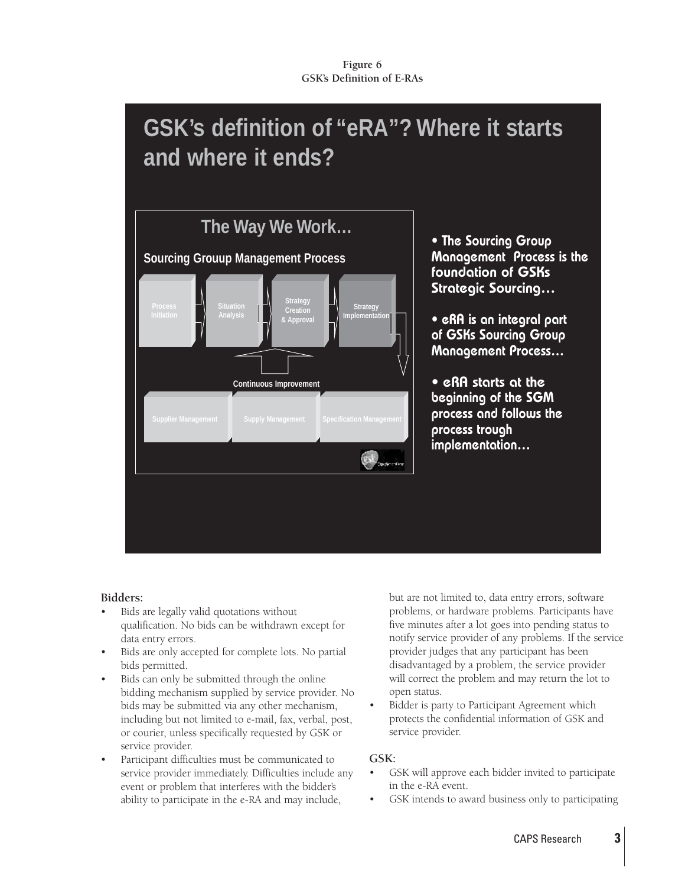**Figure 6**
**GSK's Definition of E-RAs**

GSK's definition of "eRA"? Where it starts and where it ends?

The Way We Work…

Sourcing Grouup Management Process

Process Initiation → Situation Analysis → Strategy Creation & Approval → Strategy Implementation

Continuous Improvement

Supplier Management | Supply Management | Specification Management

- The Sourcing Group Management Process is the foundation of GSKs Strategic Sourcing…
- eRA is an integral part of GSKs Sourcing Group Management Process…
- eRA starts at the beginning of the SGM process and follows the process trough implementation…

**Bidders:**

- Bids are legally valid quotations without qualification. No bids can be withdrawn except for data entry errors.
- Bids are only accepted for complete lots. No partial bids permitted.
- Bids can only be submitted through the online bidding mechanism supplied by service provider. No bids may be submitted via any other mechanism, including but not limited to e-mail, fax, verbal, post, or courier, unless specifically requested by GSK or service provider.
- Participant difficulties must be communicated to service provider immediately. Difficulties include any event or problem that interferes with the bidder's ability to participate in the e-RA and may include, but are not limited to, data entry errors, software problems, or hardware problems. Participants have five minutes after a lot goes into pending status to notify service provider of any problems. If the service provider judges that any participant has been disadvantaged by a problem, the service provider will correct the problem and may return the lot to open status.
- Bidder is party to Participant Agreement which protects the confidential information of GSK and service provider.

**GSK:**

- GSK will approve each bidder invited to participate in the e-RA event.
- GSK intends to award business only to participating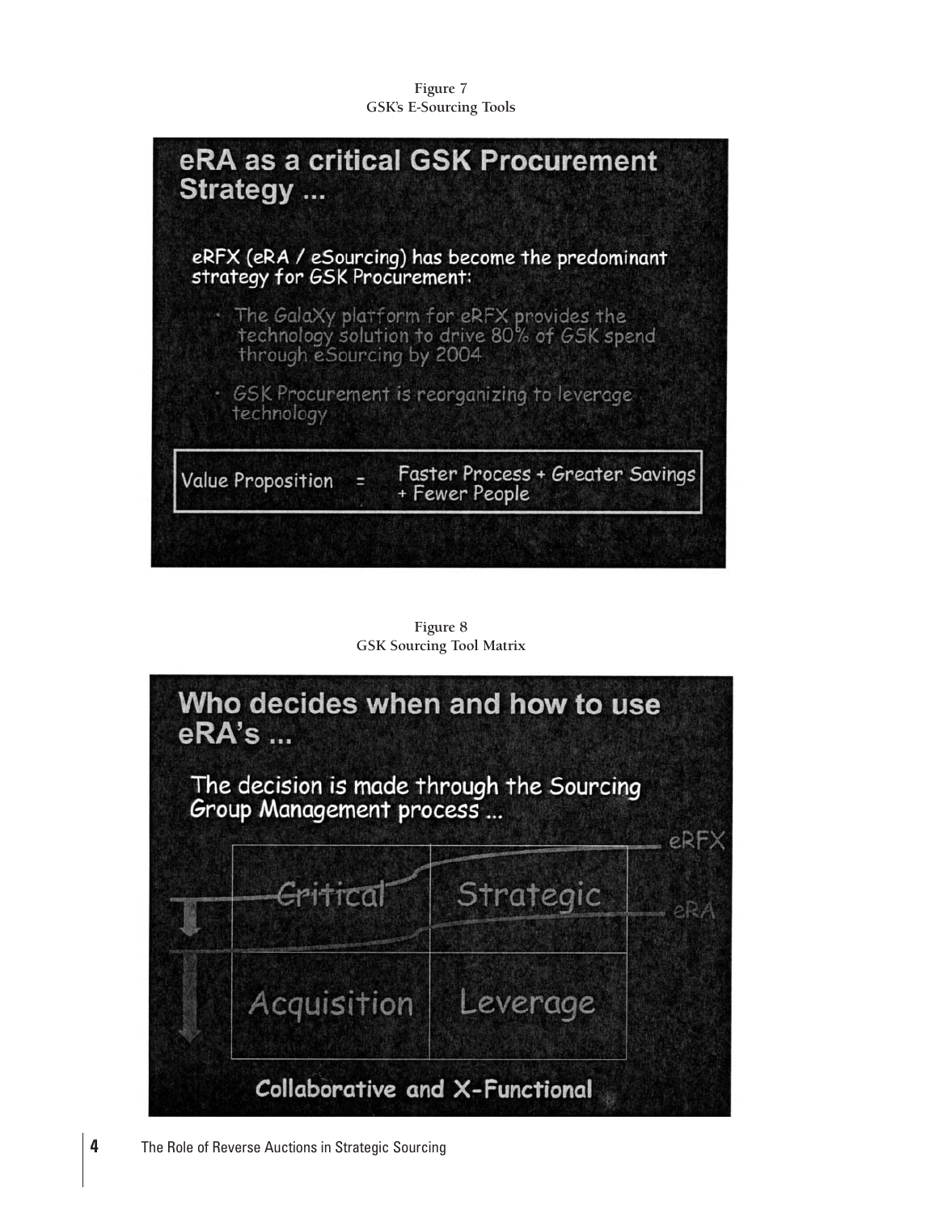Figure 7
GSK's E-Sourcing Tools

## eRA as a critical GSK Procurement Strategy ...

eRFX (eRA / eSourcing) has become the predominant strategy for GSK Procurement:

- The GalaXy platform for eRFX provides the technology solution to drive 80% of GSK spend through eSourcing by 2004
- GSK Procurement is reorganizing to leverage technology

| Value Proposition | = | Faster Process + Greater Savings + Fewer People |
|---|---|---|

Figure 8
GSK Sourcing Tool Matrix

## Who decides when and how to use eRA's ...

The decision is made through the Sourcing Group Management process ...

| Critical | Strategic |
|---|---|
| Acquisition | Leverage |

eRFX

eRA

**Collaborative and X-Functional**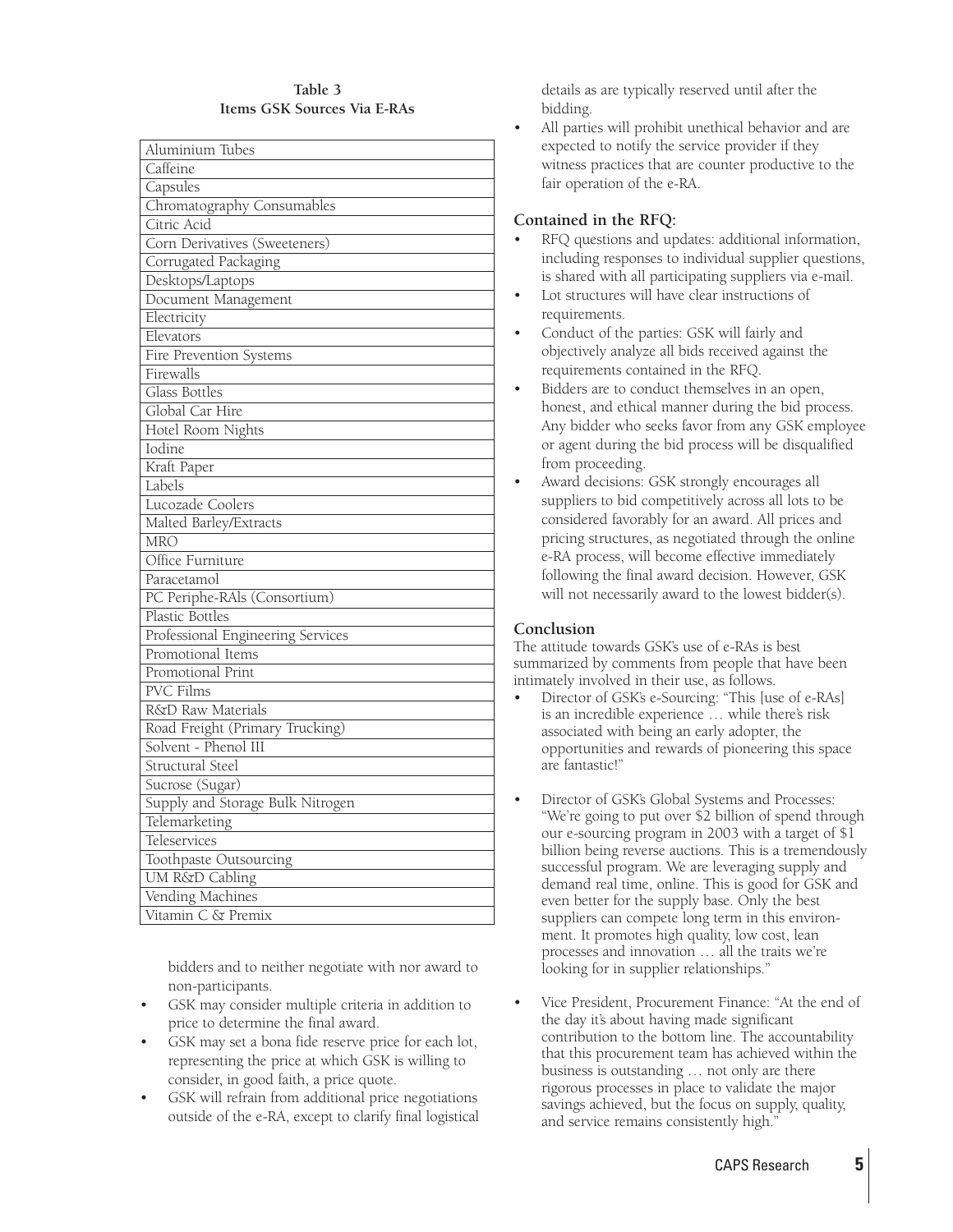**Table 3**
**Items GSK Sources Via E-RAs**

| |
|---|
| Aluminium Tubes |
| Caffeine |
| Capsules |
| Chromatography Consumables |
| Citric Acid |
| Corn Derivatives (Sweeteners) |
| Corrugated Packaging |
| Desktops/Laptops |
| Document Management |
| Electricity |
| Elevators |
| Fire Prevention Systems |
| Firewalls |
| Glass Bottles |
| Global Car Hire |
| Hotel Room Nights |
| Iodine |
| Kraft Paper |
| Labels |
| Lucozade Coolers |
| Malted Barley/Extracts |
| MRO |
| Office Furniture |
| Paracetamol |
| PC Periphe-RAls (Consortium) |
| Plastic Bottles |
| Professional Engineering Services |
| Promotional Items |
| Promotional Print |
| PVC Films |
| R&D Raw Materials |
| Road Freight (Primary Trucking) |
| Solvent - Phenol III |
| Structural Steel |
| Sucrose (Sugar) |
| Supply and Storage Bulk Nitrogen |
| Telemarketing |
| Teleservices |
| Toothpaste Outsourcing |
| UM R&D Cabling |
| Vending Machines |
| Vitamin C & Premix |

bidders and to neither negotiate with nor award to non-participants.

- GSK may consider multiple criteria in addition to price to determine the final award.
- GSK may set a bona fide reserve price for each lot, representing the price at which GSK is willing to consider, in good faith, a price quote.
- GSK will refrain from additional price negotiations outside of the e-RA, except to clarify final logistical details as are typically reserved until after the bidding.
- All parties will prohibit unethical behavior and are expected to notify the service provider if they witness practices that are counter productive to the fair operation of the e-RA.

**Contained in the RFQ:**

- RFQ questions and updates: additional information, including responses to individual supplier questions, is shared with all participating suppliers via e-mail.
- Lot structures will have clear instructions of requirements.
- Conduct of the parties: GSK will fairly and objectively analyze all bids received against the requirements contained in the RFQ.
- Bidders are to conduct themselves in an open, honest, and ethical manner during the bid process. Any bidder who seeks favor from any GSK employee or agent during the bid process will be disqualified from proceeding.
- Award decisions: GSK strongly encourages all suppliers to bid competitively across all lots to be considered favorably for an award. All prices and pricing structures, as negotiated through the online e-RA process, will become effective immediately following the final award decision. However, GSK will not necessarily award to the lowest bidder(s).

## Conclusion

The attitude towards GSK's use of e-RAs is best summarized by comments from people that have been intimately involved in their use, as follows.

- Director of GSK's e-Sourcing: "This [use of e-RAs] is an incredible experience … while there's risk associated with being an early adopter, the opportunities and rewards of pioneering this space are fantastic!"
- Director of GSK's Global Systems and Processes: "We're going to put over $2 billion of spend through our e-sourcing program in 2003 with a target of $1 billion being reverse auctions. This is a tremendously successful program. We are leveraging supply and demand real time, online. This is good for GSK and even better for the supply base. Only the best suppliers can compete long term in this environment. It promotes high quality, low cost, lean processes and innovation … all the traits we're looking for in supplier relationships."
- Vice President, Procurement Finance: "At the end of the day it's about having made significant contribution to the bottom line. The accountability that this procurement team has achieved within the business is outstanding … not only are there rigorous processes in place to validate the major savings achieved, but the focus on supply, quality, and service remains consistently high."